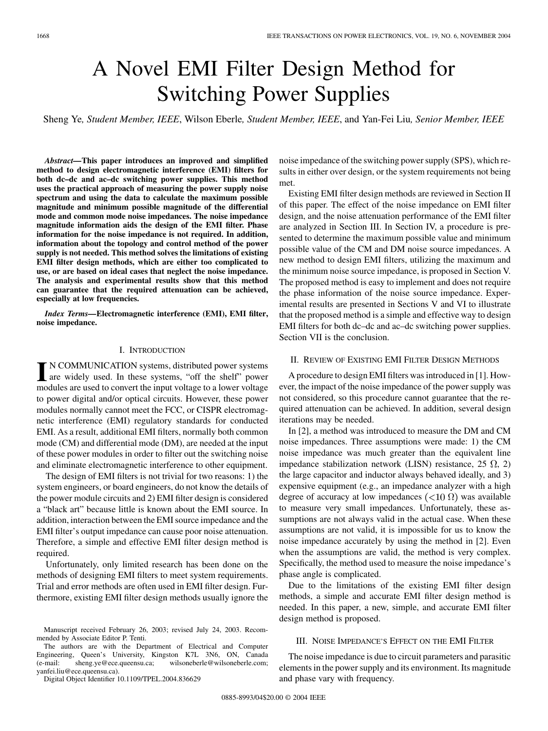# A Novel EMI Filter Design Method for Switching Power Supplies

Sheng Ye, *Student Member, IEEE*, Wilson Eberle, *Student Member, IEEE*, and Yan-Fei Liu, *Senior Member, IEEE*

***Abstract*—This paper introduces an improved and simplified method to design electromagnetic interference (EMI) filters for both dc–dc and ac–dc switching power supplies. This method uses the practical approach of measuring the power supply noise spectrum and using the data to calculate the maximum possible magnitude and minimum possible magnitude of the differential mode and common mode noise impedances. The noise impedance magnitude information aids the design of the EMI filter. Phase information for the noise impedance is not required. In addition, information about the topology and control method of the power supply is not needed. This method solves the limitations of existing EMI filter design methods, which are either too complicated to use, or are based on ideal cases that neglect the noise impedance. The analysis and experimental results show that this method can guarantee that the required attenuation can be achieved, especially at low frequencies.**

***Index Terms*—Electromagnetic interference (EMI), EMI filter, noise impedance.**

## I. Introduction

In COMMUNICATION systems, distributed power systems are widely used. In these systems, "off the shelf" power modules are used to convert the input voltage to a lower voltage to power digital and/or optical circuits. However, these power modules normally cannot meet the FCC, or CISPR electromagnetic interference (EMI) regulatory standards for conducted EMI. As a result, additional EMI filters, normally both common mode (CM) and differential mode (DM), are needed at the input of these power modules in order to filter out the switching noise and eliminate electromagnetic interference to other equipment.

The design of EMI filters is not trivial for two reasons: 1) the system engineers, or board engineers, do not know the details of the power module circuits and 2) EMI filter design is considered a "black art" because little is known about the EMI source. In addition, interaction between the EMI source impedance and the EMI filter's output impedance can cause poor noise attenuation. Therefore, a simple and effective EMI filter design method is required.

Unfortunately, only limited research has been done on the methods of designing EMI filters to meet system requirements. Trial and error methods are often used in EMI filter design. Furthermore, existing EMI filter design methods usually ignore the noise impedance of the switching power supply (SPS), which results in either over design, or the system requirements not being met.

Existing EMI filter design methods are reviewed in Section II of this paper. The effect of the noise impedance on EMI filter design, and the noise attenuation performance of the EMI filter are analyzed in Section III. In Section IV, a procedure is presented to determine the maximum possible value and minimum possible value of the CM and DM noise source impedances. A new method to design EMI filters, utilizing the maximum and the minimum noise source impedance, is proposed in Section V. The proposed method is easy to implement and does not require the phase information of the noise source impedance. Experimental results are presented in Sections V and VI to illustrate that the proposed method is a simple and effective way to design EMI filters for both dc–dc and ac–dc switching power supplies. Section VII is the conclusion.

## II. Review of Existing EMI Filter Design Methods

A procedure to design EMI filters was introduced in [1]. However, the impact of the noise impedance of the power supply was not considered, so this procedure cannot guarantee that the required attenuation can be achieved. In addition, several design iterations may be needed.

In [2], a method was introduced to measure the DM and CM noise impedances. Three assumptions were made: 1) the CM noise impedance was much greater than the equivalent line impedance stabilization network (LISN) resistance, 25 $\Omega$, 2) the large capacitor and inductor always behaved ideally, and 3) expensive equipment (e.g., an impedance analyzer with a high degree of accuracy at low impedances ($<10\ \Omega$) was available to measure very small impedances. Unfortunately, these assumptions are not always valid in the actual case. When these assumptions are not valid, it is impossible for us to know the noise impedance accurately by using the method in [2]. Even when the assumptions are valid, the method is very complex. Specifically, the method used to measure the noise impedance's phase angle is complicated.

Due to the limitations of the existing EMI filter design methods, a simple and accurate EMI filter design method is needed. In this paper, a new, simple, and accurate EMI filter design method is proposed.

## III. Noise Impedance's Effect on the EMI Filter

The noise impedance is due to circuit parameters and parasitic elements in the power supply and its environment. Its magnitude and phase vary with frequency.

Manuscript received February 26, 2003; revised July 24, 2003. Recommended by Associate Editor P. Tenti.

The authors are with the Department of Electrical and Computer Engineering, Queen's University, Kingston K7L 3N6, ON, Canada (e-mail: sheng.ye@ece.queensu.ca; wilsoneberle@wilsoneberle.com; yanfei.liu@ece.queensu.ca).

Digital Object Identifier 10.1109/TPEL.2004.836629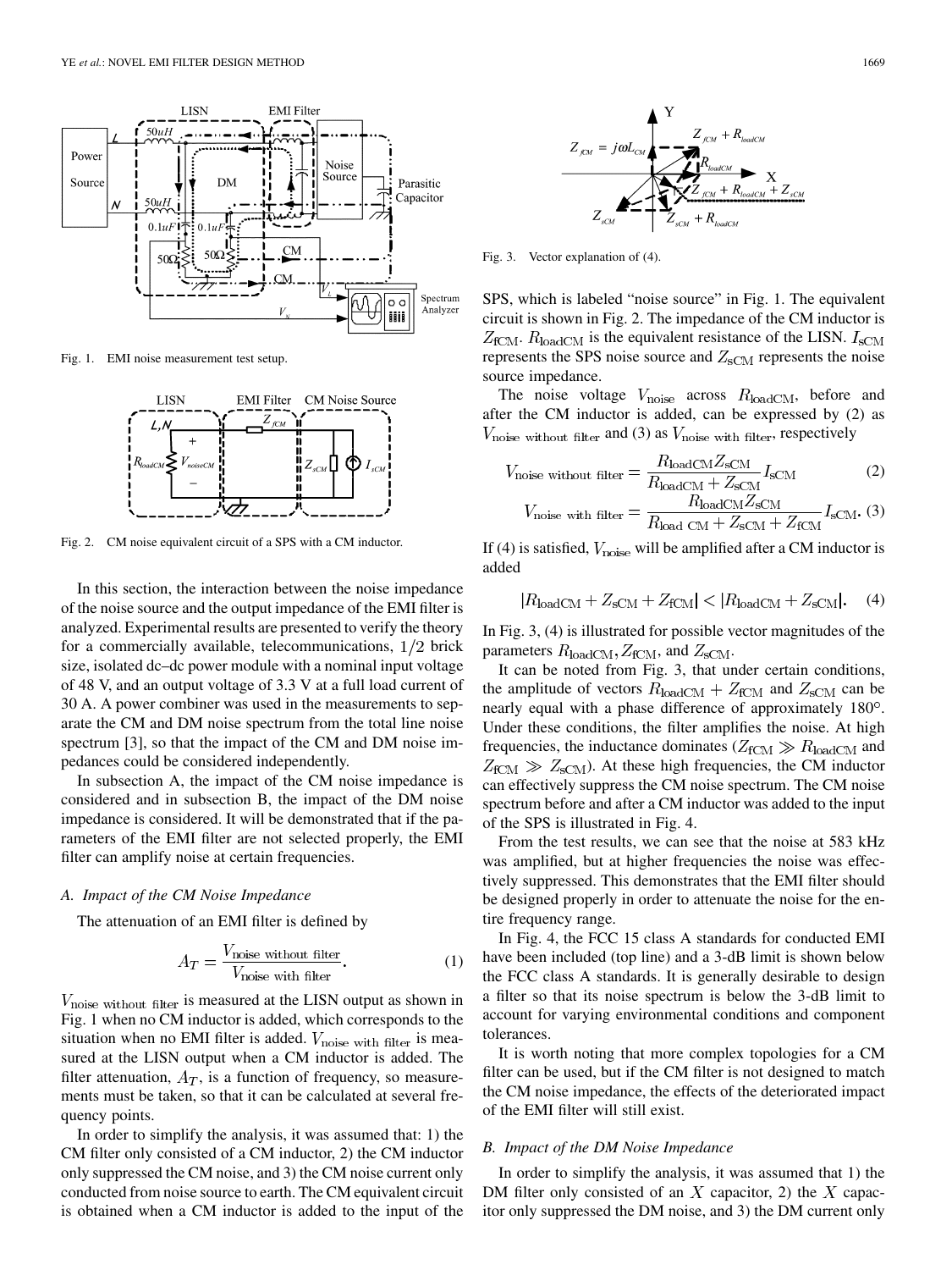Fig. 1. EMI noise measurement test setup.

Fig. 2. CM noise equivalent circuit of a SPS with a CM inductor.

In this section, the interaction between the noise impedance of the noise source and the output impedance of the EMI filter is analyzed. Experimental results are presented to verify the theory for a commercially available, telecommunications, $1/2$ brick size, isolated dc–dc power module with a nominal input voltage of 48 V, and an output voltage of 3.3 V at a full load current of 30 A. A power combiner was used in the measurements to separate the CM and DM noise spectrum from the total line noise spectrum [3], so that the impact of the CM and DM noise impedances could be considered independently.

In subsection A, the impact of the CM noise impedance is considered and in subsection B, the impact of the DM noise impedance is considered. It will be demonstrated that if the parameters of the EMI filter are not selected properly, the EMI filter can amplify noise at certain frequencies.

### *A. Impact of the CM Noise Impedance*

The attenuation of an EMI filter is defined by

$$A_T = \frac{V_{\text{noise without filter}}}{V_{\text{noise with filter}}}. \tag{1}$$

$V_{\text{noise without filter}}$ is measured at the LISN output as shown in Fig. 1 when no CM inductor is added, which corresponds to the situation when no EMI filter is added. $V_{\text{noise with filter}}$ is measured at the LISN output when a CM inductor is added. The filter attenuation, $A_T$, is a function of frequency, so measurements must be taken, so that it can be calculated at several frequency points.

In order to simplify the analysis, it was assumed that: 1) the CM filter only consisted of a CM inductor, 2) the CM inductor only suppressed the CM noise, and 3) the CM noise current only conducted from noise source to earth. The CM equivalent circuit is obtained when a CM inductor is added to the input of the SPS, which is labeled "noise source" in Fig. 1. The equivalent circuit is shown in Fig. 2. The impedance of the CM inductor is $Z_{\text{fCM}}$. $R_{\text{loadCM}}$ is the equivalent resistance of the LISN. $I_{\text{sCM}}$ represents the SPS noise source and $Z_{\text{sCM}}$ represents the noise source impedance.

Fig. 3. Vector explanation of (4).

The noise voltage $V_{\text{noise}}$ across $R_{\text{loadCM}}$, before and after the CM inductor is added, can be expressed by (2) as $V_{\text{noise without filter}}$ and (3) as $V_{\text{noise with filter}}$, respectively

$$V_{\text{noise without filter}} = \frac{R_{\text{loadCM}} Z_{\text{sCM}}}{R_{\text{loadCM}} + Z_{\text{sCM}}} I_{\text{sCM}} \tag{2}$$

$$V_{\text{noise with filter}} = \frac{R_{\text{loadCM}} Z_{\text{sCM}}}{R_{\text{load CM}} + Z_{\text{sCM}} + Z_{\text{fCM}}} I_{\text{sCM}}. \tag{3}$$

If (4) is satisfied, $V_{\text{noise}}$ will be amplified after a CM inductor is added

$$|R_{\text{loadCM}} + Z_{\text{sCM}} + Z_{\text{fCM}}| < |R_{\text{loadCM}} + Z_{\text{sCM}}|. \tag{4}$$

In Fig. 3, (4) is illustrated for possible vector magnitudes of the parameters $R_{\text{loadCM}}, Z_{\text{fCM}}$, and $Z_{\text{sCM}}$.

It can be noted from Fig. 3, that under certain conditions, the amplitude of vectors $R_{\text{loadCM}} + Z_{\text{fCM}}$ and $Z_{\text{sCM}}$ can be nearly equal with a phase difference of approximately 180°. Under these conditions, the filter amplifies the noise. At high frequencies, the inductance dominates ($Z_{\text{fCM}} \gg R_{\text{loadCM}}$ and $Z_{\text{fCM}} \gg Z_{\text{sCM}}$). At these high frequencies, the CM inductor can effectively suppress the CM noise spectrum. The CM noise spectrum before and after a CM inductor was added to the input of the SPS is illustrated in Fig. 4.

From the test results, we can see that the noise at 583 kHz was amplified, but at higher frequencies the noise was effectively suppressed. This demonstrates that the EMI filter should be designed properly in order to attenuate the noise for the entire frequency range.

In Fig. 4, the FCC 15 class A standards for conducted EMI have been included (top line) and a 3-dB limit is shown below the FCC class A standards. It is generally desirable to design a filter so that its noise spectrum is below the 3-dB limit to account for varying environmental conditions and component tolerances.

It is worth noting that more complex topologies for a CM filter can be used, but if the CM filter is not designed to match the CM noise impedance, the effects of the deteriorated impact of the EMI filter will still exist.

### *B. Impact of the DM Noise Impedance*

In order to simplify the analysis, it was assumed that 1) the DM filter only consisted of an $X$ capacitor, 2) the $X$ capacitor only suppressed the DM noise, and 3) the DM current only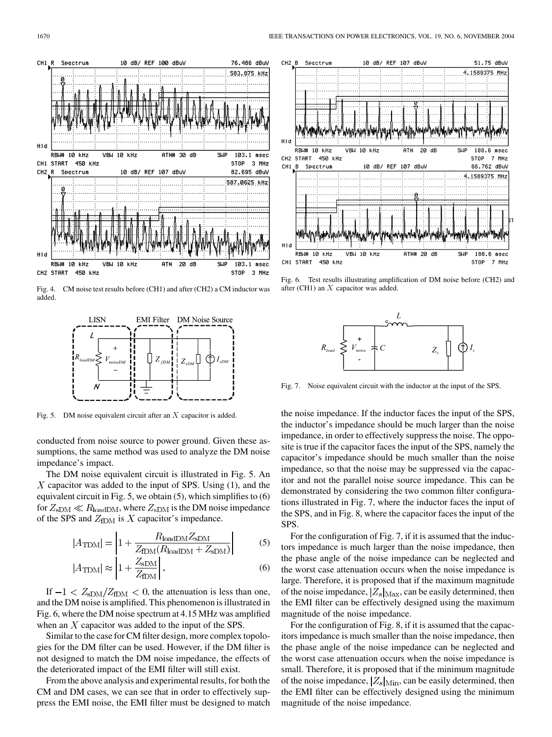Fig. 4. CM noise test results before (CH1) and after (CH2) a CM inductor was added.

Fig. 5. DM noise equivalent circuit after an $X$ capacitor is added.

conducted from noise source to power ground. Given these assumptions, the same method was used to analyze the DM noise impedance's impact.

The DM noise equivalent circuit is illustrated in Fig. 5. An $X$ capacitor was added to the input of SPS. Using (1), and the equivalent circuit in Fig. 5, we obtain (5), which simplifies to (6) for $Z_{\mathrm{sDM}} \ll R_{\mathrm{loadDM}}$, where $Z_{\mathrm{sDM}}$ is the DM noise impedance of the SPS and $Z_{\mathrm{fDM}}$ is $X$ capacitor's impedance.

$$|A_{\mathrm{TDM}}| = \left|1 + \frac{R_{\mathrm{loadDM}} Z_{\mathrm{sDM}}}{Z_{\mathrm{fDM}}(R_{\mathrm{loadDM}} + Z_{\mathrm{sDM}})}\right| \tag{5}$$

$$|A_{\mathrm{TDM}}| \approx \left|1 + \frac{Z_{\mathrm{sDM}}}{Z_{\mathrm{fDM}}}\right|. \tag{6}$$

If $-1 < Z_{\mathrm{sDM}}/Z_{\mathrm{fDM}} < 0$, the attenuation is less than one, and the DM noise is amplified. This phenomenon is illustrated in Fig. 6, where the DM noise spectrum at 4.15 MHz was amplified when an $X$ capacitor was added to the input of the SPS.

Similar to the case for CM filter design, more complex topologies for the DM filter can be used. However, if the DM filter is not designed to match the DM noise impedance, the effects of the deteriorated impact of the EMI filter will still exist.

From the above analysis and experimental results, for both the CM and DM cases, we can see that in order to effectively suppress the EMI noise, the EMI filter must be designed to match the noise impedance. If the inductor faces the input of the SPS, the inductor's impedance should be much larger than the noise impedance, in order to effectively suppress the noise. The opposite is true if the capacitor faces the input of the SPS, namely the capacitor's impedance should be much smaller than the noise impedance, so that the noise may be suppressed via the capacitor and not the parallel noise source impedance. This can be demonstrated by considering the two common filter configurations illustrated in Fig. 7, where the inductor faces the input of the SPS, and in Fig. 8, where the capacitor faces the input of the SPS.

Fig. 6. Test results illustrating amplification of DM noise before (CH2) and after (CH1) an $X$ capacitor was added.

Fig. 7. Noise equivalent circuit with the inductor at the input of the SPS.

For the configuration of Fig. 7, if it is assumed that the inductors impedance is much larger than the noise impedance, then the phase angle of the noise impedance can be neglected and the worst case attenuation occurs when the noise impedance is large. Therefore, it is proposed that if the maximum magnitude of the noise impedance, $|Z_s|_{\mathrm{Max}}$, can be easily determined, then the EMI filter can be effectively designed using the maximum magnitude of the noise impedance.

For the configuration of Fig. 8, if it is assumed that the capacitors impedance is much smaller than the noise impedance, then the phase angle of the noise impedance can be neglected and the worst case attenuation occurs when the noise impedance is small. Therefore, it is proposed that if the minimum magnitude of the noise impedance, $|Z_s|_{\mathrm{Min}}$, can be easily determined, then the EMI filter can be effectively designed using the minimum magnitude of the noise impedance.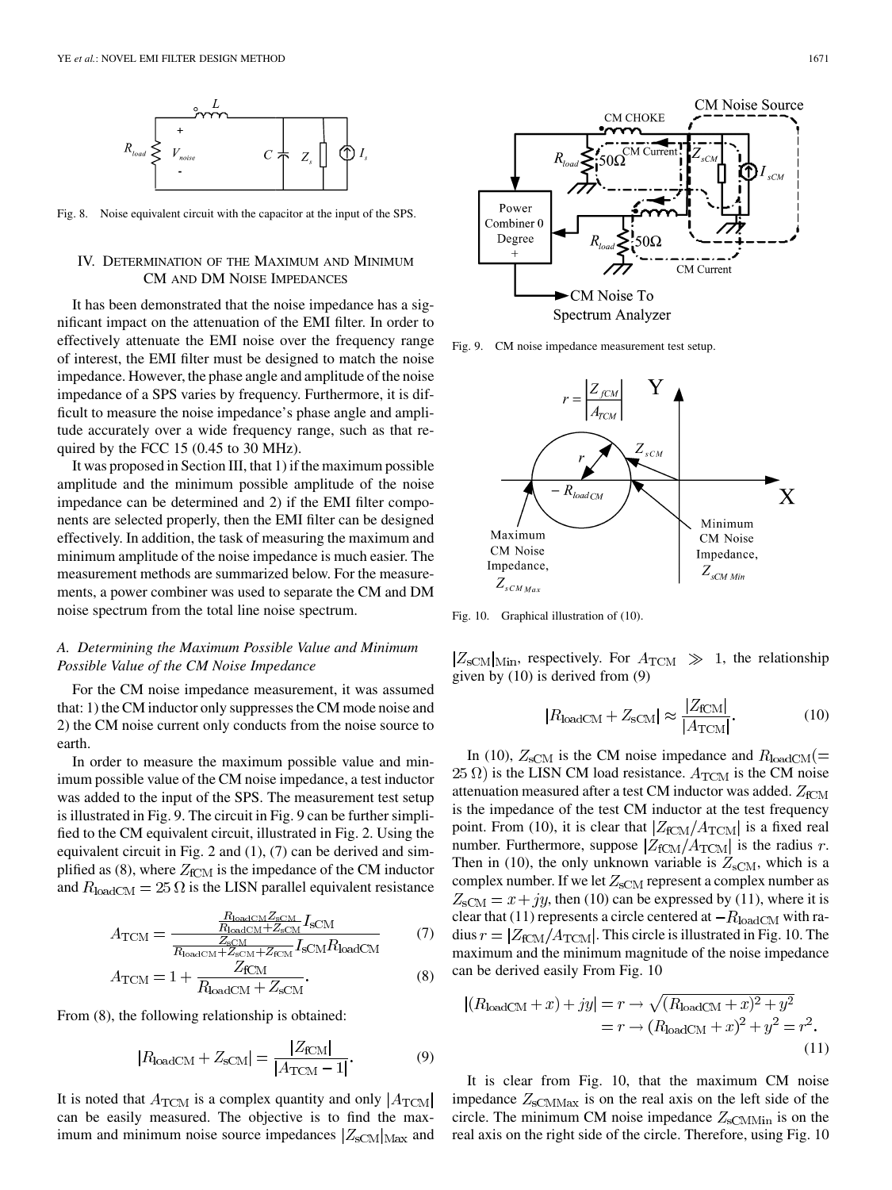Fig. 8. Noise equivalent circuit with the capacitor at the input of the SPS.

## IV. Determination of the Maximum and Minimum CM and DM Noise Impedances

It has been demonstrated that the noise impedance has a significant impact on the attenuation of the EMI filter. In order to effectively attenuate the EMI noise over the frequency range of interest, the EMI filter must be designed to match the noise impedance. However, the phase angle and amplitude of the noise impedance of a SPS varies by frequency. Furthermore, it is difficult to measure the noise impedance's phase angle and amplitude accurately over a wide frequency range, such as that required by the FCC 15 (0.45 to 30 MHz).

It was proposed in Section III, that 1) if the maximum possible amplitude and the minimum possible amplitude of the noise impedance can be determined and 2) if the EMI filter components are selected properly, then the EMI filter can be designed effectively. In addition, the task of measuring the maximum and minimum amplitude of the noise impedance is much easier. The measurement methods are summarized below. For the measurements, a power combiner was used to separate the CM and DM noise spectrum from the total line noise spectrum.

### A. Determining the Maximum Possible Value and Minimum Possible Value of the CM Noise Impedance

For the CM noise impedance measurement, it was assumed that: 1) the CM inductor only suppresses the CM mode noise and 2) the CM noise current only conducts from the noise source to earth.

In order to measure the maximum possible value and minimum possible value of the CM noise impedance, a test inductor was added to the input of the SPS. The measurement test setup is illustrated in Fig. 9. The circuit in Fig. 9 can be further simplified to the CM equivalent circuit, illustrated in Fig. 2. Using the equivalent circuit in Fig. 2 and (1), (7) can be derived and simplified as (8), where $Z_{\mathrm{fCM}}$ is the impedance of the CM inductor and $R_{\mathrm{loadCM}} = 25\,\Omega$ is the LISN parallel equivalent resistance

$$A_{\mathrm{TCM}} = \frac{\frac{R_{\mathrm{loadCM}} Z_{\mathrm{sCM}}}{R_{\mathrm{loadCM}} + Z_{\mathrm{sCM}}} I_{\mathrm{sCM}}}{\frac{Z_{\mathrm{sCM}}}{R_{\mathrm{loadCM}} + Z_{\mathrm{sCM}} + Z_{\mathrm{fCM}}} I_{\mathrm{sCM}} R_{\mathrm{loadCM}}} \tag{7}$$

$$A_{\mathrm{TCM}} = 1 + \frac{Z_{\mathrm{fCM}}}{R_{\mathrm{loadCM}} + Z_{\mathrm{sCM}}}. \tag{8}$$

From (8), the following relationship is obtained:

$$|R_{\mathrm{loadCM}} + Z_{\mathrm{sCM}}| = \frac{|Z_{\mathrm{fCM}}|}{|A_{\mathrm{TCM}} - 1|}. \tag{9}$$

It is noted that $A_{\mathrm{TCM}}$ is a complex quantity and only $|A_{\mathrm{TCM}}|$ can be easily measured. The objective is to find the maximum and minimum noise source impedances $|Z_{\mathrm{sCM}}|_{\mathrm{Max}}$ and $|Z_{\mathrm{sCM}}|_{\mathrm{Min}}$, respectively. For $A_{\mathrm{TCM}} \gg 1$, the relationship given by (10) is derived from (9)

Fig. 9. CM noise impedance measurement test setup.

Fig. 10. Graphical illustration of (10).

$$|R_{\mathrm{loadCM}} + Z_{\mathrm{sCM}}| \approx \frac{|Z_{\mathrm{fCM}}|}{|A_{\mathrm{TCM}}|}. \tag{10}$$

In (10), $Z_{\mathrm{sCM}}$ is the CM noise impedance and $R_{\mathrm{loadCM}} (= 25\,\Omega)$ is the LISN CM load resistance. $A_{\mathrm{TCM}}$ is the CM noise attenuation measured after a test CM inductor was added. $Z_{\mathrm{fCM}}$ is the impedance of the test CM inductor at the test frequency point. From (10), it is clear that $|Z_{\mathrm{fCM}}/A_{\mathrm{TCM}}|$ is a fixed real number. Furthermore, suppose $|Z_{\mathrm{fCM}}/A_{\mathrm{TCM}}|$ is the radius $r$. Then in (10), the only unknown variable is $Z_{\mathrm{sCM}}$, which is a complex number. If we let $Z_{\mathrm{sCM}}$ represent a complex number as $Z_{\mathrm{sCM}} = x + jy$, then (10) can be expressed by (11), where it is clear that (11) represents a circle centered at $-R_{\mathrm{loadCM}}$ with radius $r = |Z_{\mathrm{fCM}}/A_{\mathrm{TCM}}|$. This circle is illustrated in Fig. 10. The maximum and the minimum magnitude of the noise impedance can be derived easily From Fig. 10

$$\begin{aligned} |(R_{\mathrm{loadCM}} + x) + jy| = r &\rightarrow \sqrt{(R_{\mathrm{loadCM}} + x)^2 + y^2} \\ &= r \rightarrow (R_{\mathrm{loadCM}} + x)^2 + y^2 = r^2. \end{aligned} \tag{11}$$

It is clear from Fig. 10, that the maximum CM noise impedance $Z_{\mathrm{sCMMax}}$ is on the real axis on the left side of the circle. The minimum CM noise impedance $Z_{\mathrm{sCMMin}}$ is on the real axis on the right side of the circle. Therefore, using Fig. 10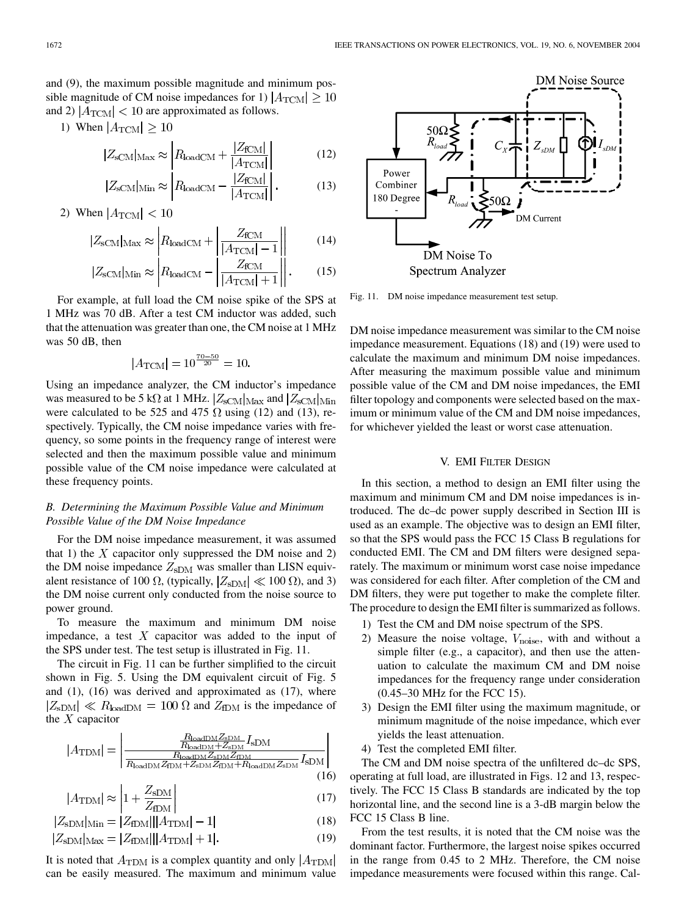and (9), the maximum possible magnitude and minimum possible magnitude of CM noise impedances for 1) $|A_{\rm TCM}| \geq 10$ and 2) $|A_{\rm TCM}| < 10$ are approximated as follows.

1) When $|A_{\rm TCM}| \geq 10$

$$|Z_{\rm sCM}|_{\rm Max} \approx \left| R_{\rm loadCM} + \frac{|Z_{\rm fCM}|}{|A_{\rm TCM}|} \right| \tag{12}$$

$$|Z_{\rm sCM}|_{\rm Min} \approx \left| R_{\rm loadCM} - \frac{|Z_{\rm fCM}|}{|A_{\rm TCM}|} \right|. \tag{13}$$

2) When $|A_{\rm TCM}| < 10$

$$|Z_{\rm sCM}|_{\rm Max} \approx \left| R_{\rm loadCM} + \left| \frac{Z_{\rm fCM}}{|A_{\rm TCM}| - 1} \right| \right| \tag{14}$$

$$|Z_{\rm sCM}|_{\rm Min} \approx \left| R_{\rm loadCM} - \left| \frac{Z_{\rm fCM}}{|A_{\rm TCM}| + 1} \right| \right|. \tag{15}$$

For example, at full load the CM noise spike of the SPS at 1 MHz was 70 dB. After a test CM inductor was added, such that the attenuation was greater than one, the CM noise at 1 MHz was 50 dB, then

$$|A_{\rm TCM}| = 10^{\frac{70-50}{20}} = 10.$$

Using an impedance analyzer, the CM inductor's impedance was measured to be 5 k$\Omega$ at 1 MHz. $|Z_{\rm sCM}|_{\rm Max}$ and $|Z_{\rm sCM}|_{\rm Min}$ were calculated to be 525 and 475 $\Omega$ using (12) and (13), respectively. Typically, the CM noise impedance varies with frequency, so some points in the frequency range of interest were selected and then the maximum possible value and minimum possible value of the CM noise impedance were calculated at these frequency points.

### B. Determining the Maximum Possible Value and Minimum Possible Value of the DM Noise Impedance

For the DM noise impedance measurement, it was assumed that 1) the $X$ capacitor only suppressed the DM noise and 2) the DM noise impedance $Z_{\rm sDM}$ was smaller than LISN equivalent resistance of 100 $\Omega$, (typically, $|Z_{\rm sDM}| \ll 100\ \Omega$), and 3) the DM noise current only conducted from the noise source to power ground.

To measure the maximum and minimum DM noise impedance, a test $X$ capacitor was added to the input of the SPS under test. The test setup is illustrated in Fig. 11.

The circuit in Fig. 11 can be further simplified to the circuit shown in Fig. 5. Using the DM equivalent circuit of Fig. 5 and (1), (16) was derived and approximated as (17), where $|Z_{\rm sDM}| \ll R_{\rm loadDM} = 100\ \Omega$ and $Z_{\rm fDM}$ is the impedance of the $X$ capacitor

$$|A_{\rm TDM}| = \left| \frac{\frac{R_{\rm loadDM} Z_{\rm sDM}}{R_{\rm loadDM} + Z_{\rm sDM}} I_{\rm sDM}}{\frac{R_{\rm loadDM} Z_{\rm sDM} Z_{\rm fDM}}{R_{\rm loadDM} Z_{\rm fDM} + Z_{\rm sDM} Z_{\rm fDM} + R_{\rm loadDM} Z_{\rm sDM}} I_{\rm sDM}} \right| \tag{16}$$

$$|A_{\rm TDM}| \approx \left| 1 + \frac{Z_{\rm sDM}}{Z_{\rm fDM}} \right| \tag{17}$$

$$|Z_{\rm sDM}|_{\rm Min} = |Z_{\rm fDM}| \big| |A_{\rm TDM}| - 1 \big| \tag{18}$$

$$|Z_{\rm sDM}|_{\rm Max} = |Z_{\rm fDM}| \big| |A_{\rm TDM}| + 1 \big|. \tag{19}$$

It is noted that $A_{\rm TDM}$ is a complex quantity and only $|A_{\rm TDM}|$ can be easily measured. The maximum and minimum value DM noise impedance measurement was similar to the CM noise impedance measurement. Equations (18) and (19) were used to calculate the maximum and minimum DM noise impedances. After measuring the maximum possible value and minimum possible value of the CM and DM noise impedances, the EMI filter topology and components were selected based on the maximum or minimum value of the CM and DM noise impedances, for whichever yielded the least or worst case attenuation.

Fig. 11. DM noise impedance measurement test setup.

## V. EMI Filter Design

In this section, a method to design an EMI filter using the maximum and minimum CM and DM noise impedances is introduced. The dc–dc power supply described in Section III is used as an example. The objective was to design an EMI filter, so that the SPS would pass the FCC 15 Class B regulations for conducted EMI. The CM and DM filters were designed separately. The maximum or minimum worst case noise impedance was considered for each filter. After completion of the CM and DM filters, they were put together to make the complete filter. The procedure to design the EMI filter is summarized as follows.

1) Test the CM and DM noise spectrum of the SPS.
2) Measure the noise voltage, $V_{\rm noise}$, with and without a simple filter (e.g., a capacitor), and then use the attenuation to calculate the maximum CM and DM noise impedances for the frequency range under consideration (0.45–30 MHz for the FCC 15).
3) Design the EMI filter using the maximum magnitude, or minimum magnitude of the noise impedance, which ever yields the least attenuation.
4) Test the completed EMI filter.

The CM and DM noise spectra of the unfiltered dc–dc SPS, operating at full load, are illustrated in Figs. 12 and 13, respectively. The FCC 15 Class B standards are indicated by the top horizontal line, and the second line is a 3-dB margin below the FCC 15 Class B line.

From the test results, it is noted that the CM noise was the dominant factor. Furthermore, the largest noise spikes occurred in the range from 0.45 to 2 MHz. Therefore, the CM noise impedance measurements were focused within this range. Cal-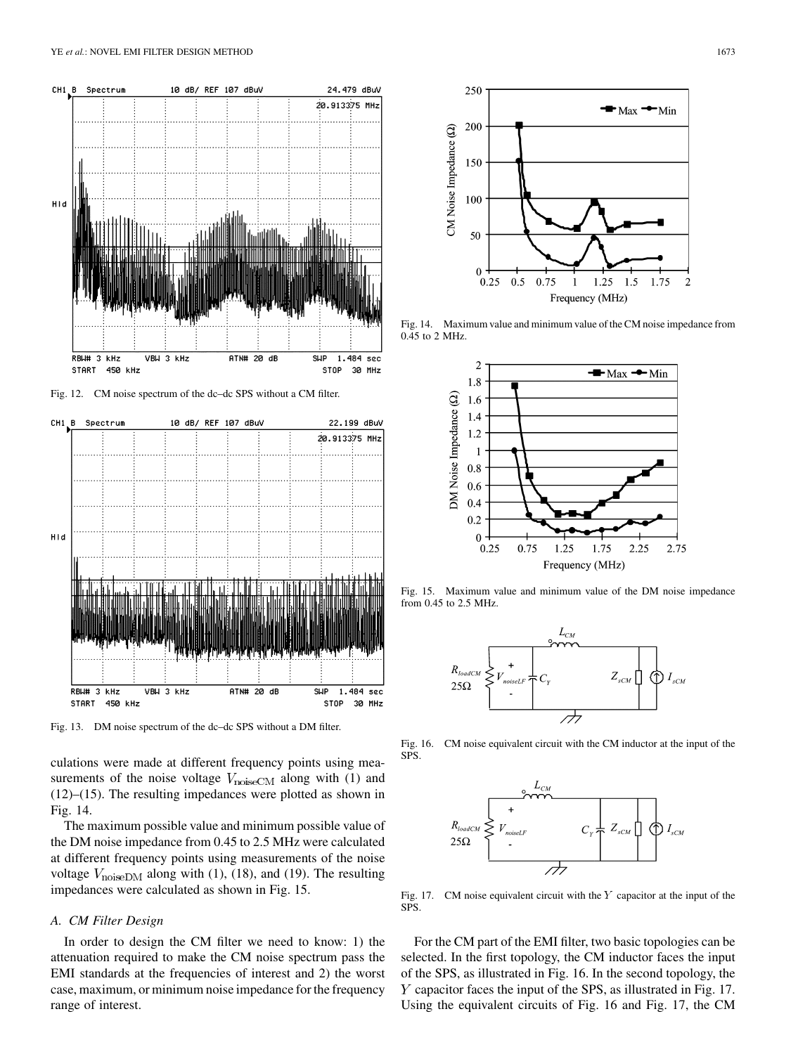Fig. 12. CM noise spectrum of the dc–dc SPS without a CM filter.

Fig. 13. DM noise spectrum of the dc–dc SPS without a DM filter.

culations were made at different frequency points using measurements of the noise voltage $V_{\text{noiseCM}}$ along with (1) and (12)–(15). The resulting impedances were plotted as shown in Fig. 14.

The maximum possible value and minimum possible value of the DM noise impedance from 0.45 to 2.5 MHz were calculated at different frequency points using measurements of the noise voltage $V_{\text{noiseDM}}$ along with (1), (18), and (19). The resulting impedances were calculated as shown in Fig. 15.

### A. CM Filter Design

In order to design the CM filter we need to know: 1) the attenuation required to make the CM noise spectrum pass the EMI standards at the frequencies of interest and 2) the worst case, maximum, or minimum noise impedance for the frequency range of interest.

Fig. 14. Maximum value and minimum value of the CM noise impedance from 0.45 to 2 MHz.

Fig. 15. Maximum value and minimum value of the DM noise impedance from 0.45 to 2.5 MHz.

Fig. 16. CM noise equivalent circuit with the CM inductor at the input of the SPS.

Fig. 17. CM noise equivalent circuit with the $Y$ capacitor at the input of the SPS.

For the CM part of the EMI filter, two basic topologies can be selected. In the first topology, the CM inductor faces the input of the SPS, as illustrated in Fig. 16. In the second topology, the $Y$ capacitor faces the input of the SPS, as illustrated in Fig. 17. Using the equivalent circuits of Fig. 16 and Fig. 17, the CM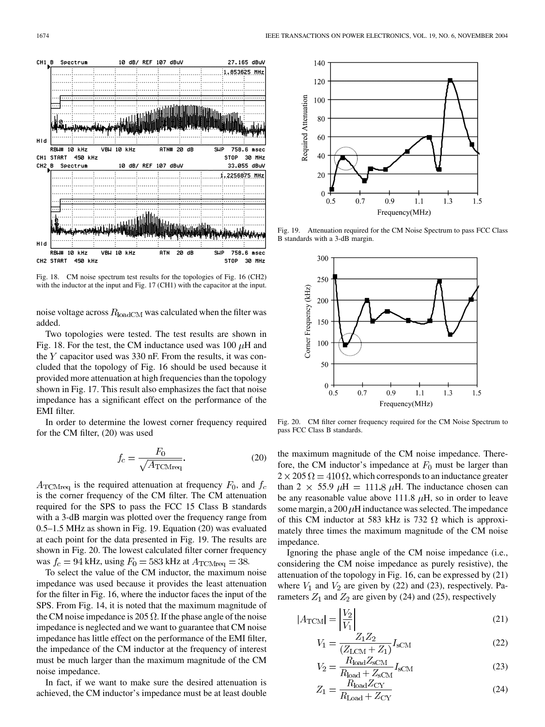Fig. 18. CM noise spectrum test results for the topologies of Fig. 16 (CH2) with the inductor at the input and Fig. 17 (CH1) with the capacitor at the input.

noise voltage across $R_{\mathrm{loadCM}}$ was calculated when the filter was added.

Two topologies were tested. The test results are shown in Fig. 18. For the test, the CM inductance used was 100 $\mu$H and the $Y$ capacitor used was 330 nF. From the results, it was concluded that the topology of Fig. 16 should be used because it provided more attenuation at high frequencies than the topology shown in Fig. 17. This result also emphasizes the fact that noise impedance has a significant effect on the performance of the EMI filter.

In order to determine the lowest corner frequency required for the CM filter, (20) was used

$$f_c = \frac{F_0}{\sqrt{A_{\mathrm{TCMreq}}}}. \tag{20}$$

$A_{\mathrm{TCMreq}}$ is the required attenuation at frequency $F_0$, and $f_c$ is the corner frequency of the CM filter. The CM attenuation required for the SPS to pass the FCC 15 Class B standards with a 3-dB margin was plotted over the frequency range from 0.5–1.5 MHz as shown in Fig. 19. Equation (20) was evaluated at each point for the data presented in Fig. 19. The results are shown in Fig. 20. The lowest calculated filter corner frequency was $f_c = 94$ kHz, using $F_0 = 583$ kHz at $A_{\mathrm{TCMreq}} = 38$.

To select the value of the CM inductor, the maximum noise impedance was used because it provides the least attenuation for the filter in Fig. 16, where the inductor faces the input of the SPS. From Fig. 14, it is noted that the maximum magnitude of the CM noise impedance is 205 $\Omega$. If the phase angle of the noise impedance is neglected and we want to guarantee that CM noise impedance has little effect on the performance of the EMI filter, the impedance of the CM inductor at the frequency of interest must be much larger than the maximum magnitude of the CM noise impedance.

In fact, if we want to make sure the desired attenuation is achieved, the CM inductor's impedance must be at least double

Fig. 19. Attenuation required for the CM Noise Spectrum to pass FCC Class B standards with a 3-dB margin.

Fig. 20. CM filter corner frequency required for the CM Noise Spectrum to pass FCC Class B standards.

the maximum magnitude of the CM noise impedance. Therefore, the CM inductor's impedance at $F_0$ must be larger than $2 \times 205\,\Omega = 410\,\Omega$, which corresponds to an inductance greater than $2 \times 55.9\ \mu\mathrm{H} = 111.8\ \mu\mathrm{H}$. The inductance chosen can be any reasonable value above 111.8 $\mu$H, so in order to leave some margin, a 200 $\mu$H inductance was selected. The impedance of this CM inductor at 583 kHz is 732 $\Omega$ which is approximately three times the maximum magnitude of the CM noise impedance.

Ignoring the phase angle of the CM noise impedance (i.e., considering the CM noise impedance as purely resistive), the attenuation of the topology in Fig. 16, can be expressed by (21) where $V_1$ and $V_2$ are given by (22) and (23), respectively. Parameters $Z_1$ and $Z_2$ are given by (24) and (25), respectively

$$|A_{\mathrm{TCM}}| = \left|\frac{V_2}{V_1}\right| \tag{21}$$

$$V_1 = \frac{Z_1 Z_2}{(Z_{\mathrm{LCM}} + Z_1)} I_{\mathrm{sCM}} \tag{22}$$

$$V_2 = \frac{R_{\mathrm{load}} Z_{\mathrm{sCM}}}{R_{\mathrm{load}} + Z_{\mathrm{sCM}}} I_{\mathrm{sCM}} \tag{23}$$

$$Z_1 = \frac{R_{\mathrm{load}} Z_{\mathrm{CY}}}{R_{\mathrm{Load}} + Z_{\mathrm{CY}}} \tag{24}$$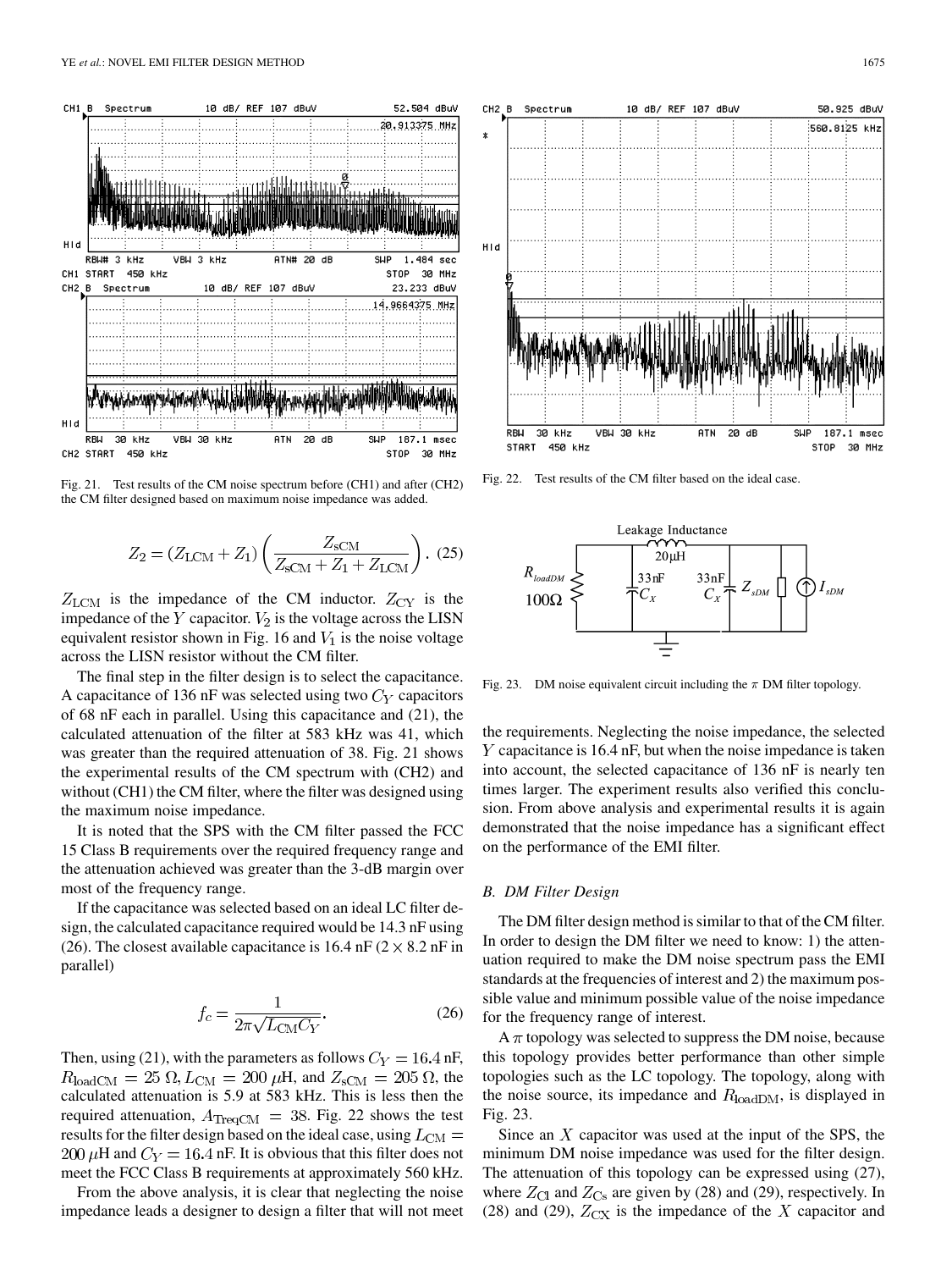Fig. 21. Test results of the CM noise spectrum before (CH1) and after (CH2) the CM filter designed based on maximum noise impedance was added.

$$Z_2 = (Z_{\text{LCM}} + Z_1)\left(\frac{Z_{\text{sCM}}}{Z_{\text{sCM}} + Z_1 + Z_{\text{LCM}}}\right). \quad (25)$$

$Z_{\text{LCM}}$ is the impedance of the CM inductor. $Z_{\text{CY}}$ is the impedance of the $Y$ capacitor. $V_2$ is the voltage across the LISN equivalent resistor shown in Fig. 16 and $V_1$ is the noise voltage across the LISN resistor without the CM filter.

The final step in the filter design is to select the capacitance. A capacitance of 136 nF was selected using two $C_Y$ capacitors of 68 nF each in parallel. Using this capacitance and (21), the calculated attenuation of the filter at 583 kHz was 41, which was greater than the required attenuation of 38. Fig. 21 shows the experimental results of the CM spectrum with (CH2) and without (CH1) the CM filter, where the filter was designed using the maximum noise impedance.

It is noted that the SPS with the CM filter passed the FCC 15 Class B requirements over the required frequency range and the attenuation achieved was greater than the 3-dB margin over most of the frequency range.

If the capacitance was selected based on an ideal LC filter design, the calculated capacitance required would be 14.3 nF using (26). The closest available capacitance is 16.4 nF ($2 \times 8.2$ nF in parallel)

$$f_c = \frac{1}{2\pi\sqrt{L_{\text{CM}} C_Y}}. \quad (26)$$

Then, using (21), with the parameters as follows $C_Y = 16.4$ nF, $R_{\text{loadCM}} = 25\ \Omega, L_{\text{CM}} = 200\ \mu$H, and $Z_{\text{sCM}} = 205\ \Omega$, the calculated attenuation is 5.9 at 583 kHz. This is less then the required attenuation, $A_{\text{TreqCM}} = 38$. Fig. 22 shows the test results for the filter design based on the ideal case, using $L_{\text{CM}} = 200\ \mu$H and $C_Y = 16.4$ nF. It is obvious that this filter does not meet the FCC Class B requirements at approximately 560 kHz.

From the above analysis, it is clear that neglecting the noise impedance leads a designer to design a filter that will not meet the requirements. Neglecting the noise impedance, the selected $Y$ capacitance is 16.4 nF, but when the noise impedance is taken into account, the selected capacitance of 136 nF is nearly ten times larger. The experiment results also verified this conclusion. From above analysis and experimental results it is again demonstrated that the noise impedance has a significant effect on the performance of the EMI filter.

Fig. 22. Test results of the CM filter based on the ideal case.

Fig. 23. DM noise equivalent circuit including the $\pi$ DM filter topology.

### B. DM Filter Design

The DM filter design method is similar to that of the CM filter. In order to design the DM filter we need to know: 1) the attenuation required to make the DM noise spectrum pass the EMI standards at the frequencies of interest and 2) the maximum possible value and minimum possible value of the noise impedance for the frequency range of interest.

A $\pi$ topology was selected to suppress the DM noise, because this topology provides better performance than other simple topologies such as the LC topology. The topology, along with the noise source, its impedance and $R_{\text{loadDM}}$, is displayed in Fig. 23.

Since an $X$ capacitor was used at the input of the SPS, the minimum DM noise impedance was used for the filter design. The attenuation of this topology can be expressed using (27), where $Z_{\text{Cl}}$ and $Z_{\text{Cs}}$ are given by (28) and (29), respectively. In (28) and (29), $Z_{\text{CX}}$ is the impedance of the $X$ capacitor and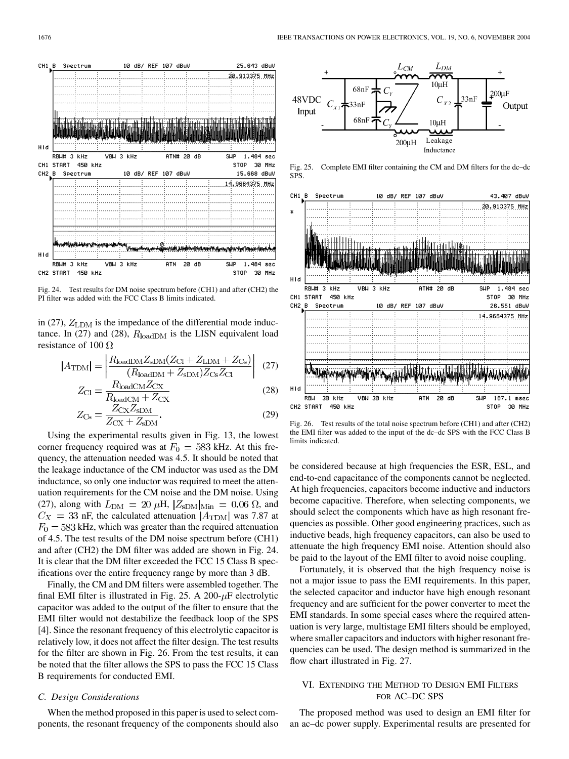Fig. 24. Test results for DM noise spectrum before (CH1) and after (CH2) the PI filter was added with the FCC Class B limits indicated.

in (27), $Z_{\rm LDM}$ is the impedance of the differential mode inductance. In (27) and (28), $R_{\rm loadDM}$ is the LISN equivalent load resistance of 100 $\Omega$

$$|A_{\rm TDM}| = \left| \frac{R_{\rm loadDM} Z_{\rm sDM} (Z_{\rm Cl} + Z_{\rm LDM} + Z_{\rm Cs})}{(R_{\rm loadDM} + Z_{\rm sDM}) Z_{\rm Cs} Z_{\rm Cl}} \right| \quad (27)$$

$$Z_{\rm Cl} = \frac{R_{\rm loadCM} Z_{\rm CX}}{R_{\rm loadCM} + Z_{\rm CX}} \quad (28)$$

$$Z_{\rm Cs} = \frac{Z_{\rm CX} Z_{\rm sDM}}{Z_{\rm CX} + Z_{\rm sDM}}. \quad (29)$$

Using the experimental results given in Fig. 13, the lowest corner frequency required was at $F_0 = 583$ kHz. At this frequency, the attenuation needed was 4.5. It should be noted that the leakage inductance of the CM inductor was used as the DM inductance, so only one inductor was required to meet the attenuation requirements for the CM noise and the DM noise. Using (27), along with $L_{\rm DM} = 20\ \mu$H, $|Z_{\rm sDM}|_{\rm Min} = 0.06\ \Omega$, and $C_X = 33$ nF, the calculated attenuation $|A_{\rm TDM}|$ was 7.87 at $F_0 = 583$ kHz, which was greater than the required attenuation of 4.5. The test results of the DM noise spectrum before (CH1) and after (CH2) the DM filter was added are shown in Fig. 24. It is clear that the DM filter exceeded the FCC 15 Class B specifications over the entire frequency range by more than 3 dB.

Finally, the CM and DM filters were assembled together. The final EMI filter is illustrated in Fig. 25. A 200-$\mu$F electrolytic capacitor was added to the output of the filter to ensure that the EMI filter would not destabilize the feedback loop of the SPS [4]. Since the resonant frequency of this electrolytic capacitor is relatively low, it does not affect the filter design. The test results for the filter are shown in Fig. 26. From the test results, it can be noted that the filter allows the SPS to pass the FCC 15 Class B requirements for conducted EMI.

### C. Design Considerations

When the method proposed in this paper is used to select components, the resonant frequency of the components should also be considered because at high frequencies the ESR, ESL, and end-to-end capacitance of the components cannot be neglected. At high frequencies, capacitors become inductive and inductors become capacitive. Therefore, when selecting components, we should select the components which have as high resonant frequencies as possible. Other good engineering practices, such as inductive beads, high frequency capacitors, can also be used to attenuate the high frequency EMI noise. Attention should also be paid to the layout of the EMI filter to avoid noise coupling.

Fortunately, it is observed that the high frequency noise is not a major issue to pass the EMI requirements. In this paper, the selected capacitor and inductor have high enough resonant frequency and are sufficient for the power converter to meet the EMI standards. In some special cases where the required attenuation is very large, multistage EMI filters should be employed, where smaller capacitors and inductors with higher resonant frequencies can be used. The design method is summarized in the flow chart illustrated in Fig. 27.

Fig. 25. Complete EMI filter containing the CM and DM filters for the dc–dc SPS.

Fig. 26. Test results of the total noise spectrum before (CH1) and after (CH2) the EMI filter was added to the input of the dc–dc SPS with the FCC Class B limits indicated.

## VI. Extending the Method to Design EMI Filters for AC–DC SPS

The proposed method was used to design an EMI filter for an ac–dc power supply. Experimental results are presented for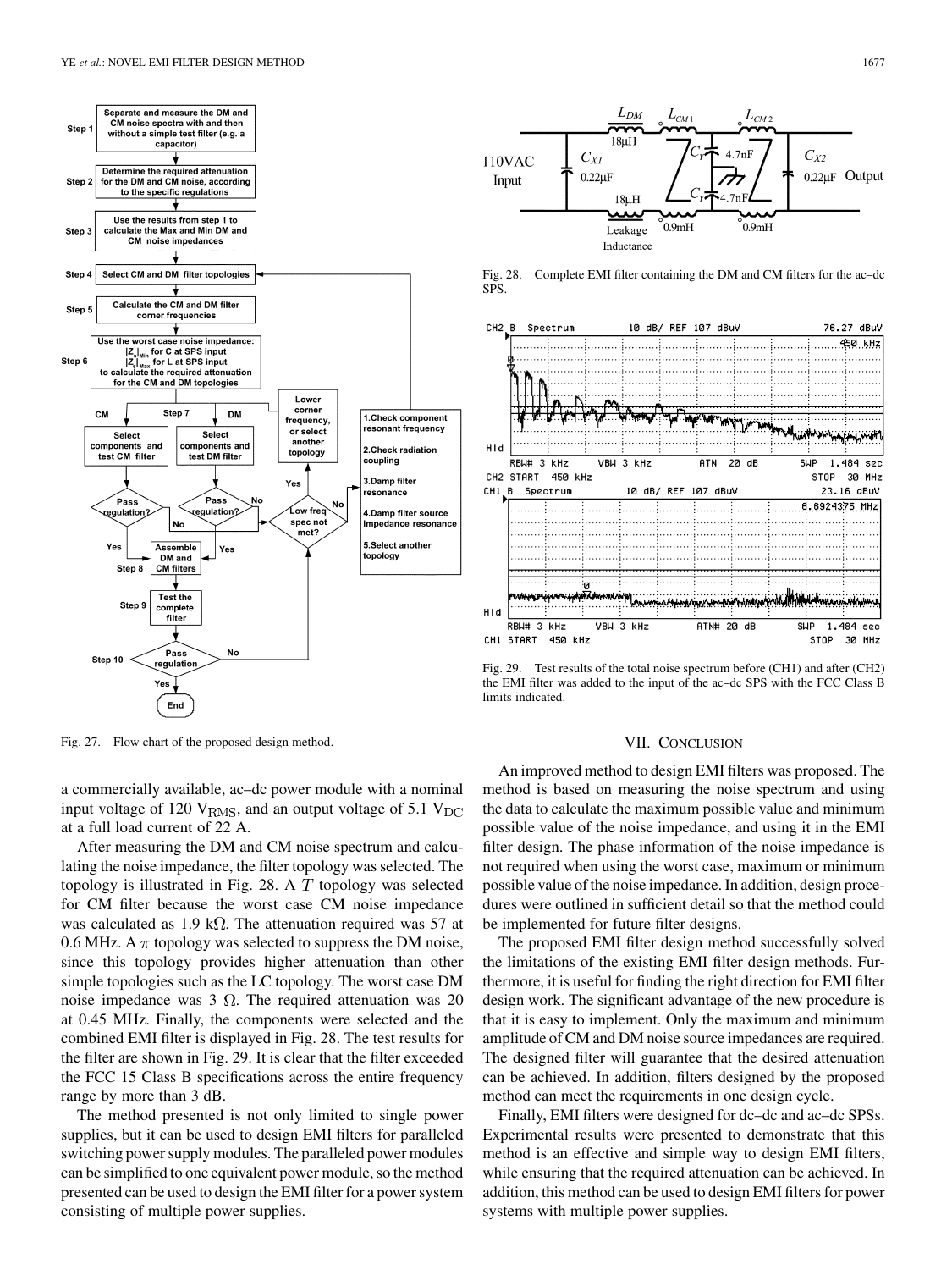Fig. 27. Flow chart of the proposed design method.

Fig. 28. Complete EMI filter containing the DM and CM filters for the ac–dc SPS.

Fig. 29. Test results of the total noise spectrum before (CH1) and after (CH2) the EMI filter was added to the input of the ac–dc SPS with the FCC Class B limits indicated.

a commercially available, ac–dc power module with a nominal input voltage of 120 $V_{RMS}$, and an output voltage of 5.1 $V_{DC}$ at a full load current of 22 A.

After measuring the DM and CM noise spectrum and calculating the noise impedance, the filter topology was selected. The topology is illustrated in Fig. 28. A $T$ topology was selected for CM filter because the worst case CM noise impedance was calculated as 1.9 kΩ. The attenuation required was 57 at 0.6 MHz. A $\pi$ topology was selected to suppress the DM noise, since this topology provides higher attenuation than other simple topologies such as the LC topology. The worst case DM noise impedance was 3 Ω. The required attenuation was 20 at 0.45 MHz. Finally, the components were selected and the combined EMI filter is displayed in Fig. 28. The test results for the filter are shown in Fig. 29. It is clear that the filter exceeded the FCC 15 Class B specifications across the entire frequency range by more than 3 dB.

The method presented is not only limited to single power supplies, but it can be used to design EMI filters for paralleled switching power supply modules. The paralleled power modules can be simplified to one equivalent power module, so the method presented can be used to design the EMI filter for a power system consisting of multiple power supplies.

## VII. Conclusion

An improved method to design EMI filters was proposed. The method is based on measuring the noise spectrum and using the data to calculate the maximum possible value and minimum possible value of the noise impedance, and using it in the EMI filter design. The phase information of the noise impedance is not required when using the worst case, maximum or minimum possible value of the noise impedance. In addition, design procedures were outlined in sufficient detail so that the method could be implemented for future filter designs.

The proposed EMI filter design method successfully solved the limitations of the existing EMI filter design methods. Furthermore, it is useful for finding the right direction for EMI filter design work. The significant advantage of the new procedure is that it is easy to implement. Only the maximum and minimum amplitude of CM and DM noise source impedances are required. The designed filter will guarantee that the desired attenuation can be achieved. In addition, filters designed by the proposed method can meet the requirements in one design cycle.

Finally, EMI filters were designed for dc–dc and ac–dc SPSs. Experimental results were presented to demonstrate that this method is an effective and simple way to design EMI filters, while ensuring that the required attenuation can be achieved. In addition, this method can be used to design EMI filters for power systems with multiple power supplies.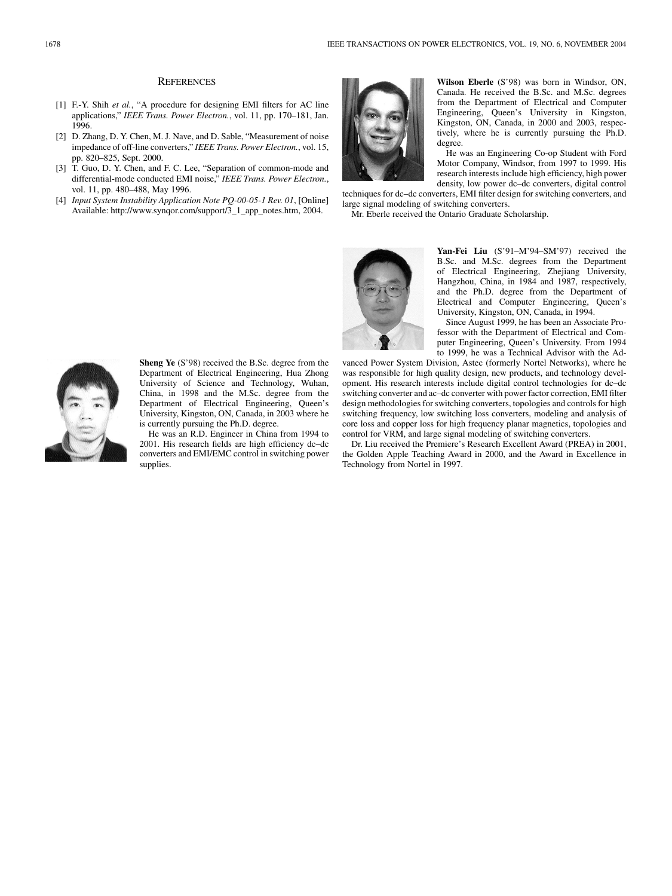## REFERENCES

[1] F.-Y. Shih *et al.*, "A procedure for designing EMI filters for AC line applications," *IEEE Trans. Power Electron.*, vol. 11, pp. 170–181, Jan. 1996.

[2] D. Zhang, D. Y. Chen, M. J. Nave, and D. Sable, "Measurement of noise impedance of off-line converters," *IEEE Trans. Power Electron.*, vol. 15, pp. 820–825, Sept. 2000.

[3] T. Guo, D. Y. Chen, and F. C. Lee, "Separation of common-mode and differential-mode conducted EMI noise," *IEEE Trans. Power Electron.*, vol. 11, pp. 480–488, May 1996.

[4] *Input System Instability Application Note PQ-00-05-1 Rev. 01*, [Online] Available: http://www.synqor.com/support/3_1_app_notes.htm, 2004.

**Sheng Ye** (S'98) received the B.Sc. degree from the Department of Electrical Engineering, Hua Zhong University of Science and Technology, Wuhan, China, in 1998 and the M.Sc. degree from the Department of Electrical Engineering, Queen's University, Kingston, ON, Canada, in 2003 where he is currently pursuing the Ph.D. degree.

He was an R.D. Engineer in China from 1994 to 2001. His research fields are high efficiency dc–dc converters and EMI/EMC control in switching power supplies.

**Wilson Eberle** (S'98) was born in Windsor, ON, Canada. He received the B.Sc. and M.Sc. degrees from the Department of Electrical and Computer Engineering, Queen's University in Kingston, Kingston, ON, Canada, in 2000 and 2003, respectively, where he is currently pursuing the Ph.D. degree.

He was an Engineering Co-op Student with Ford Motor Company, Windsor, from 1997 to 1999. His research interests include high efficiency, high power density, low power dc–dc converters, digital control techniques for dc–dc converters, EMI filter design for switching converters, and large signal modeling of switching converters.

Mr. Eberle received the Ontario Graduate Scholarship.

**Yan-Fei Liu** (S'91–M'94–SM'97) received the B.Sc. and M.Sc. degrees from the Department of Electrical Engineering, Zhejiang University, Hangzhou, China, in 1984 and 1987, respectively, and the Ph.D. degree from the Department of Electrical and Computer Engineering, Queen's University, Kingston, ON, Canada, in 1994.

Since August 1999, he has been an Associate Professor with the Department of Electrical and Computer Engineering, Queen's University. From 1994 to 1999, he was a Technical Advisor with the Advanced Power System Division, Astec (formerly Nortel Networks), where he was responsible for high quality design, new products, and technology development. His research interests include digital control technologies for dc–dc switching converter and ac–dc converter with power factor correction, EMI filter design methodologies for switching converters, topologies and controls for high switching frequency, low switching loss converters, modeling and analysis of core loss and copper loss for high frequency planar magnetics, topologies and control for VRM, and large signal modeling of switching converters.

Dr. Liu received the Premiere's Research Excellent Award (PREA) in 2001, the Golden Apple Teaching Award in 2000, and the Award in Excellence in Technology from Nortel in 1997.